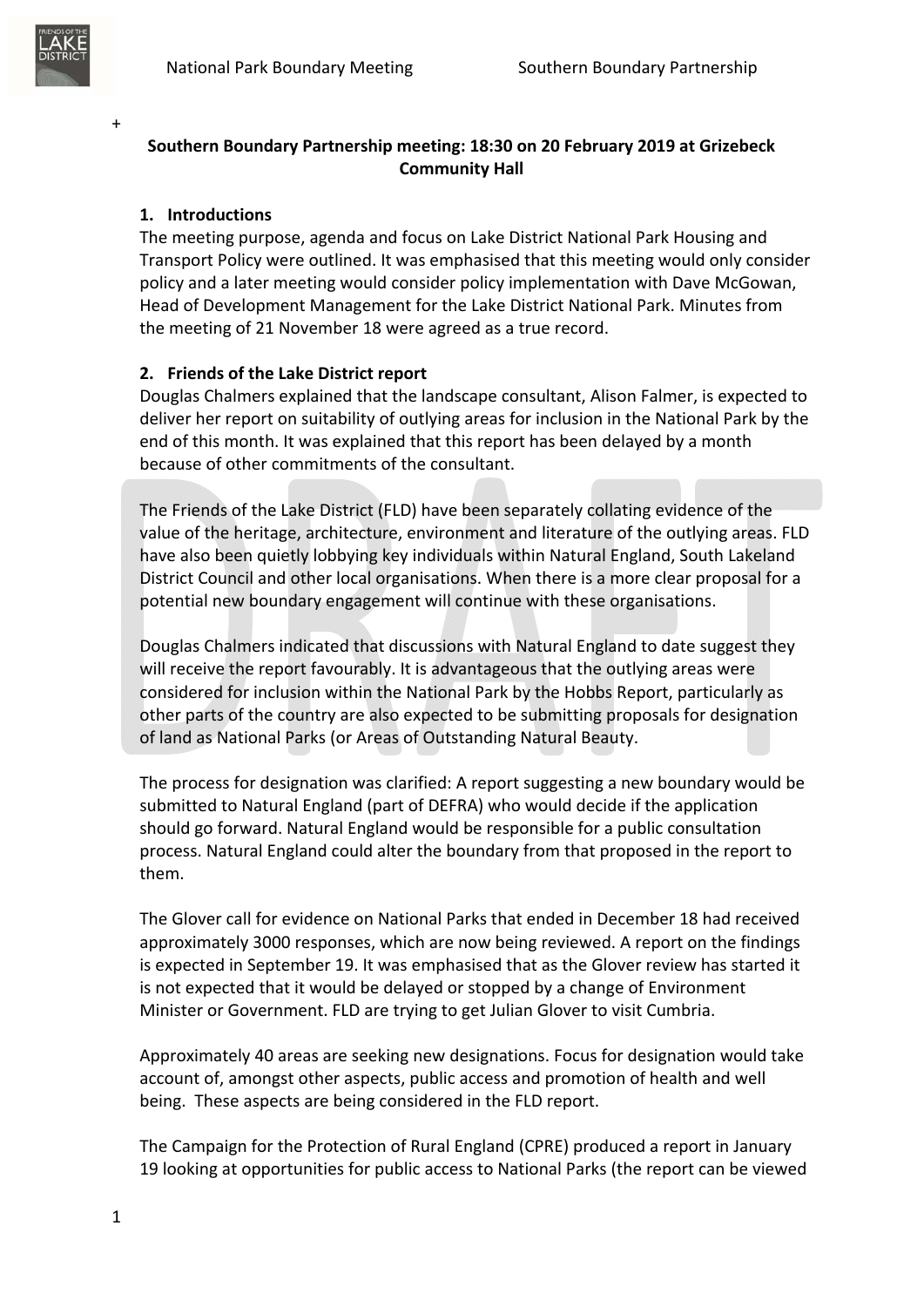+

**Southern Boundary Partnership meeting: 18:30 on 20 February 2019 at Grizebeck Community Hall**

**1. Introductions**

The meeting purpose, agenda and focus on Lake District National Park Housing and Transport Policy were outlined. It was emphasised that this meeting would only consider policy and a later meeting would consider policy implementation with Dave McGowan, Head of Development Management for the Lake District National Park. Minutes from the meeting of 21 November 18 were agreed as a true record.

**2. Friends of the Lake District report**

Douglas Chalmers explained that the landscape consultant, Alison Falmer, is expected to deliver her report on suitability of outlying areas for inclusion in the National Park by the end of this month. It was explained that this report has been delayed by a month because of other commitments of the consultant.

The Friends of the Lake District (FLD) have been separately collating evidence of the value of the heritage, architecture, environment and literature of the outlying areas. FLD have also been quietly lobbying key individuals within Natural England, South Lakeland District Council and other local organisations. When there is a more clear proposal for a potential new boundary engagement will continue with these organisations.

Douglas Chalmers indicated that discussions with Natural England to date suggest they will receive the report favourably. It is advantageous that the outlying areas were considered for inclusion within the National Park by the Hobbs Report, particularly as other parts of the country are also expected to be submitting proposals for designation of land as National Parks (or Areas of Outstanding Natural Beauty.

The process for designation was clarified: A report suggesting a new boundary would be submitted to Natural England (part of DEFRA) who would decide if the application should go forward. Natural England would be responsible for a public consultation process. Natural England could alter the boundary from that proposed in the report to them.

The Glover call for evidence on National Parks that ended in December 18 had received approximately 3000 responses, which are now being reviewed. A report on the findings is expected in September 19. It was emphasised that as the Glover review has started it is not expected that it would be delayed or stopped by a change of Environment Minister or Government. FLD are trying to get Julian Glover to visit Cumbria.

Approximately 40 areas are seeking new designations. Focus for designation would take account of, amongst other aspects, public access and promotion of health and well being. These aspects are being considered in the FLD report.

The Campaign for the Protection of Rural England (CPRE) produced a report in January 19 looking at opportunities for public access to National Parks (the report can be viewed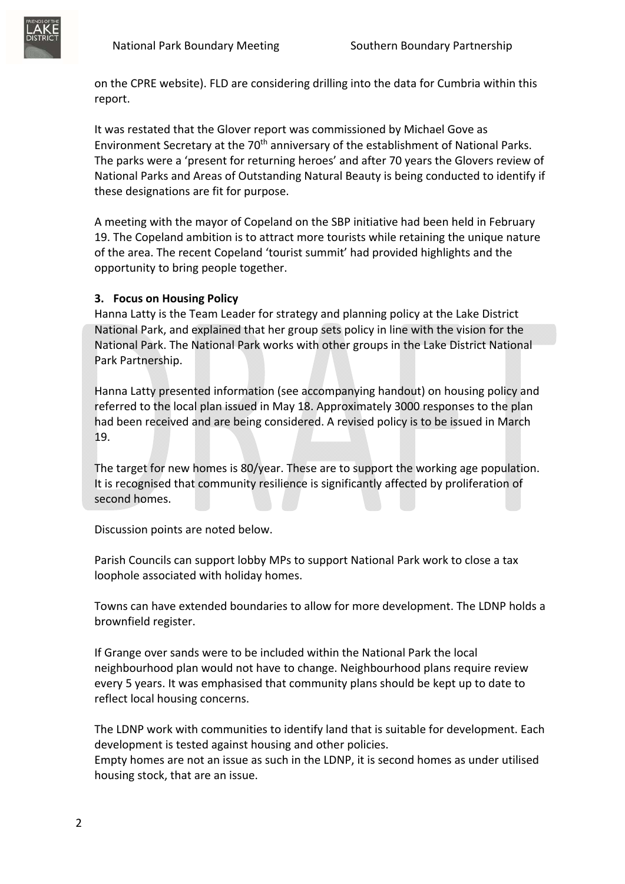on the CPRE website). FLD are considering drilling into the data for Cumbria within this report.

It was restated that the Glover report was commissioned by Michael Gove as Environment Secretary at the 70th anniversary of the establishment of National Parks. The parks were a 'present for returning heroes' and after 70 years the Glovers review of National Parks and Areas of Outstanding Natural Beauty is being conducted to identify if these designations are fit for purpose.

A meeting with the mayor of Copeland on the SBP initiative had been held in February 19. The Copeland ambition is to attract more tourists while retaining the unique nature of the area. The recent Copeland 'tourist summit' had provided highlights and the opportunity to bring people together.

**3. Focus on Housing Policy**

Hanna Latty is the Team Leader for strategy and planning policy at the Lake District National Park, and explained that her group sets policy in line with the vision for the National Park. The National Park works with other groups in the Lake District National Park Partnership.

Hanna Latty presented information (see accompanying handout) on housing policy and referred to the local plan issued in May 18. Approximately 3000 responses to the plan had been received and are being considered. A revised policy is to be issued in March 19.

The target for new homes is 80/year. These are to support the working age population. It is recognised that community resilience is significantly affected by proliferation of second homes.

Discussion points are noted below.

Parish Councils can support lobby MPs to support National Park work to close a tax loophole associated with holiday homes.

Towns can have extended boundaries to allow for more development. The LDNP holds a brownfield register.

If Grange over sands were to be included within the National Park the local neighbourhood plan would not have to change. Neighbourhood plans require review every 5 years. It was emphasised that community plans should be kept up to date to reflect local housing concerns.

The LDNP work with communities to identify land that is suitable for development. Each development is tested against housing and other policies.
Empty homes are not an issue as such in the LDNP, it is second homes as under utilised housing stock, that are an issue.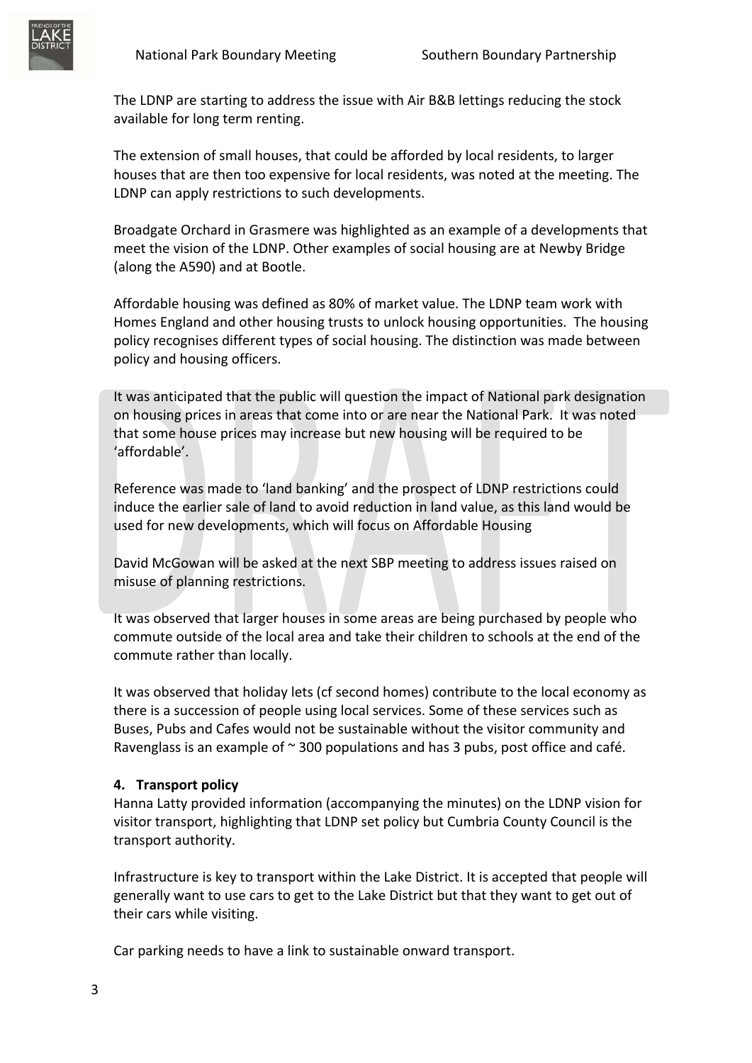The LDNP are starting to address the issue with Air B&B lettings reducing the stock available for long term renting.

The extension of small houses, that could be afforded by local residents, to larger houses that are then too expensive for local residents, was noted at the meeting. The LDNP can apply restrictions to such developments.

Broadgate Orchard in Grasmere was highlighted as an example of a developments that meet the vision of the LDNP. Other examples of social housing are at Newby Bridge (along the A590) and at Bootle.

Affordable housing was defined as 80% of market value. The LDNP team work with Homes England and other housing trusts to unlock housing opportunities. The housing policy recognises different types of social housing. The distinction was made between policy and housing officers.

It was anticipated that the public will question the impact of National park designation on housing prices in areas that come into or are near the National Park. It was noted that some house prices may increase but new housing will be required to be 'affordable'.

Reference was made to 'land banking' and the prospect of LDNP restrictions could induce the earlier sale of land to avoid reduction in land value, as this land would be used for new developments, which will focus on Affordable Housing

David McGowan will be asked at the next SBP meeting to address issues raised on misuse of planning restrictions.

It was observed that larger houses in some areas are being purchased by people who commute outside of the local area and take their children to schools at the end of the commute rather than locally.

It was observed that holiday lets (cf second homes) contribute to the local economy as there is a succession of people using local services. Some of these services such as Buses, Pubs and Cafes would not be sustainable without the visitor community and Ravenglass is an example of ~ 300 populations and has 3 pubs, post office and café.

**4. Transport policy**

Hanna Latty provided information (accompanying the minutes) on the LDNP vision for visitor transport, highlighting that LDNP set policy but Cumbria County Council is the transport authority.

Infrastructure is key to transport within the Lake District. It is accepted that people will generally want to use cars to get to the Lake District but that they want to get out of their cars while visiting.

Car parking needs to have a link to sustainable onward transport.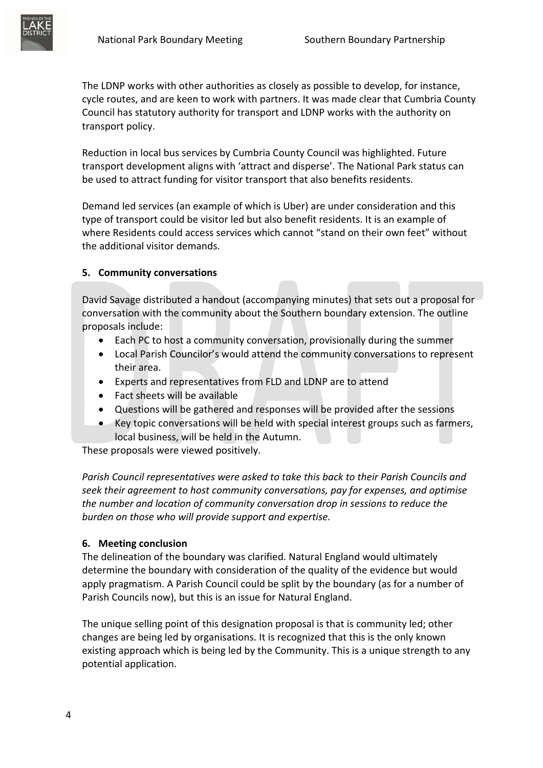The LDNP works with other authorities as closely as possible to develop, for instance, cycle routes, and are keen to work with partners. It was made clear that Cumbria County Council has statutory authority for transport and LDNP works with the authority on transport policy.

Reduction in local bus services by Cumbria County Council was highlighted. Future transport development aligns with 'attract and disperse'. The National Park status can be used to attract funding for visitor transport that also benefits residents.

Demand led services (an example of which is Uber) are under consideration and this type of transport could be visitor led but also benefit residents. It is an example of where Residents could access services which cannot "stand on their own feet" without the additional visitor demands.

### 5. Community conversations

David Savage distributed a handout (accompanying minutes) that sets out a proposal for conversation with the community about the Southern boundary extension. The outline proposals include:

- Each PC to host a community conversation, provisionally during the summer
- Local Parish Councilor's would attend the community conversations to represent their area.
- Experts and representatives from FLD and LDNP are to attend
- Fact sheets will be available
- Questions will be gathered and responses will be provided after the sessions
- Key topic conversations will be held with special interest groups such as farmers, local business, will be held in the Autumn.

These proposals were viewed positively.

*Parish Council representatives were asked to take this back to their Parish Councils and seek their agreement to host community conversations, pay for expenses, and optimise the number and location of community conversation drop in sessions to reduce the burden on those who will provide support and expertise.*

### 6. Meeting conclusion

The delineation of the boundary was clarified. Natural England would ultimately determine the boundary with consideration of the quality of the evidence but would apply pragmatism. A Parish Council could be split by the boundary (as for a number of Parish Councils now), but this is an issue for Natural England.

The unique selling point of this designation proposal is that is community led; other changes are being led by organisations. It is recognized that this is the only known existing approach which is being led by the Community. This is a unique strength to any potential application.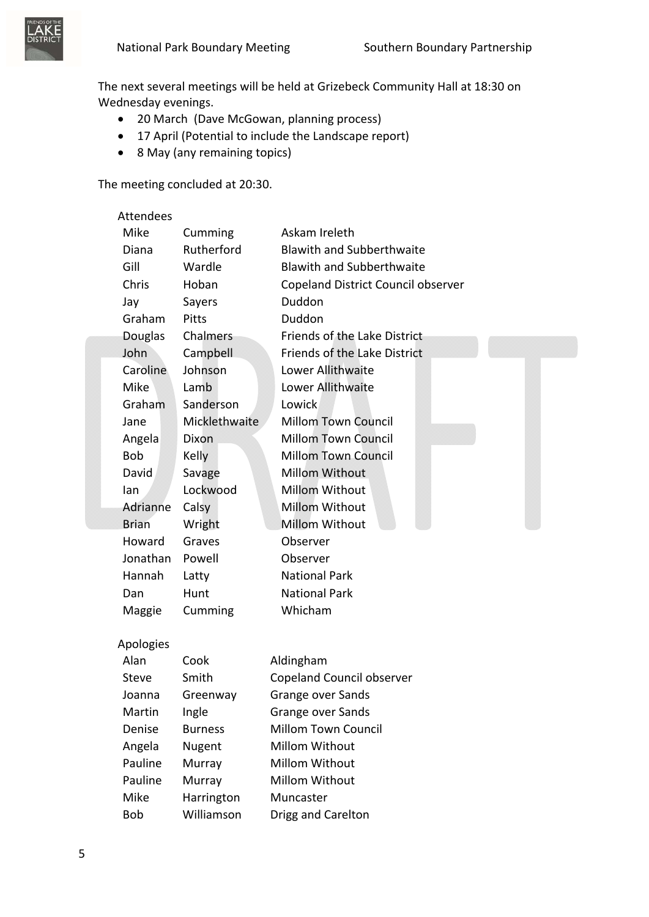The next several meetings will be held at Grizebeck Community Hall at 18:30 on Wednesday evenings.

- 20 March (Dave McGowan, planning process)
- 17 April (Potential to include the Landscape report)
- 8 May (any remaining topics)

The meeting concluded at 20:30.

Attendees

| | | |
|---|---|---|
| Mike | Cumming | Askam Ireleth |
| Diana | Rutherford | Blawith and Subberthwaite |
| Gill | Wardle | Blawith and Subberthwaite |
| Chris | Hoban | Copeland District Council observer |
| Jay | Sayers | Duddon |
| Graham | Pitts | Duddon |
| Douglas | Chalmers | Friends of the Lake District |
| John | Campbell | Friends of the Lake District |
| Caroline | Johnson | Lower Allithwaite |
| Mike | Lamb | Lower Allithwaite |
| Graham | Sanderson | Lowick |
| Jane | Micklethwaite | Millom Town Council |
| Angela | Dixon | Millom Town Council |
| Bob | Kelly | Millom Town Council |
| David | Savage | Millom Without |
| Ian | Lockwood | Millom Without |
| Adrianne | Calsy | Millom Without |
| Brian | Wright | Millom Without |
| Howard | Graves | Observer |
| Jonathan | Powell | Observer |
| Hannah | Latty | National Park |
| Dan | Hunt | National Park |
| Maggie | Cumming | Whicham |

Apologies

| | | |
|---|---|---|
| Alan | Cook | Aldingham |
| Steve | Smith | Copeland Council observer |
| Joanna | Greenway | Grange over Sands |
| Martin | Ingle | Grange over Sands |
| Denise | Burness | Millom Town Council |
| Angela | Nugent | Millom Without |
| Pauline | Murray | Millom Without |
| Pauline | Murray | Millom Without |
| Mike | Harrington | Muncaster |
| Bob | Williamson | Drigg and Carelton |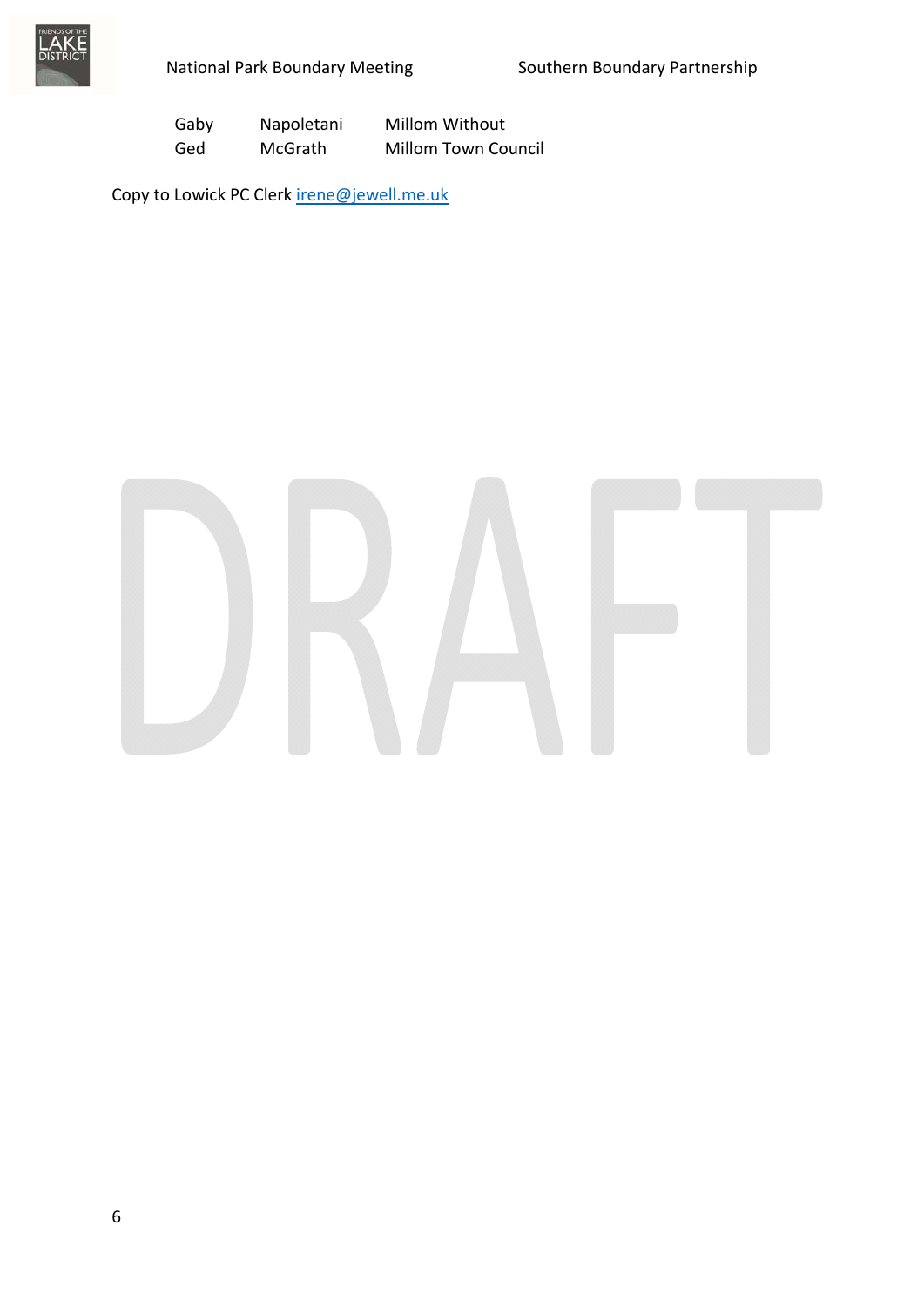| | | |
|---|---|---|
| Gaby | Napoletani | Millom Without |
| Ged | McGrath | Millom Town Council |

Copy to Lowick PC Clerk irene@jewell.me.uk